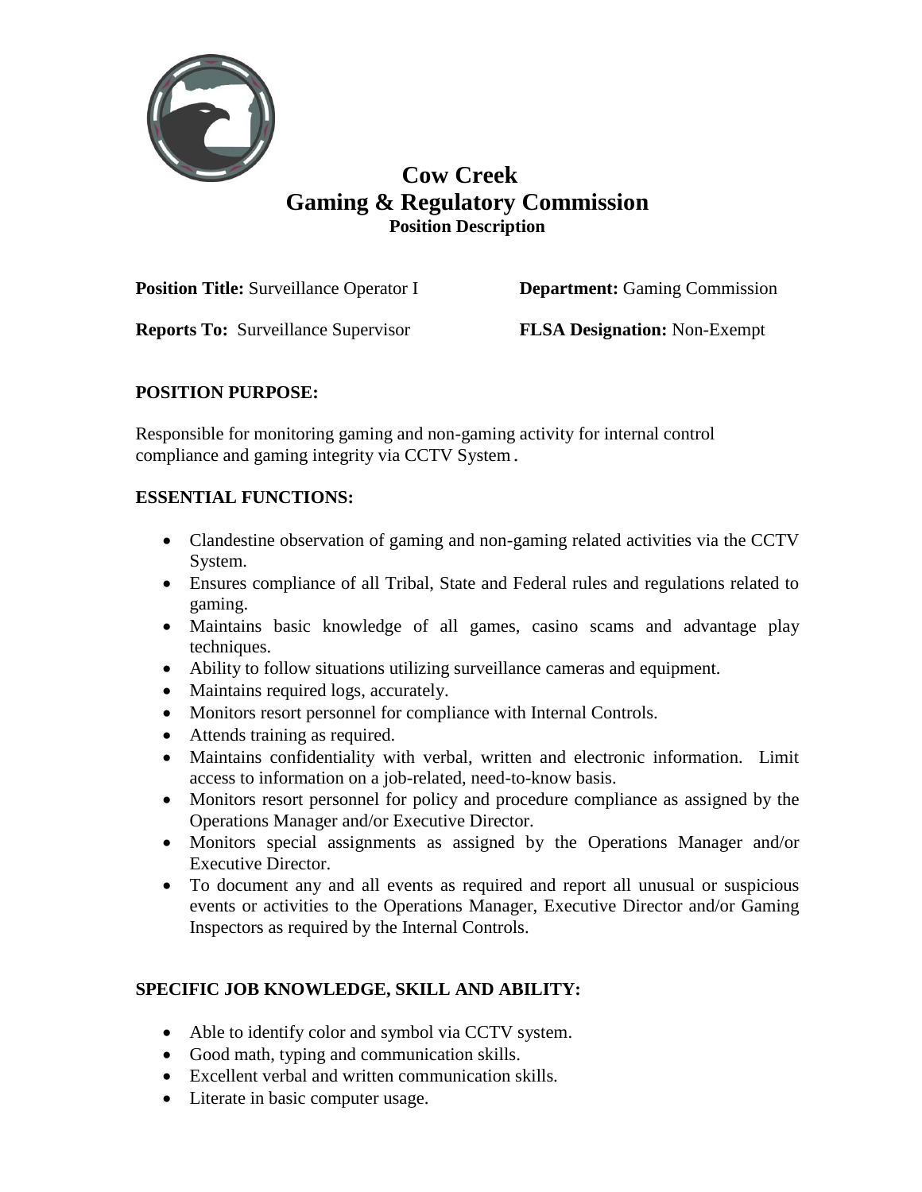# Cow Creek
# Gaming & Regulatory Commission
### Position Description

**Position Title:** Surveillance Operator I

**Department:** Gaming Commission

**Reports To:** Surveillance Supervisor

**FLSA Designation:** Non-Exempt

## POSITION PURPOSE:

Responsible for monitoring gaming and non-gaming activity for internal control compliance and gaming integrity via CCTV System.

## ESSENTIAL FUNCTIONS:

- Clandestine observation of gaming and non-gaming related activities via the CCTV System.
- Ensures compliance of all Tribal, State and Federal rules and regulations related to gaming.
- Maintains basic knowledge of all games, casino scams and advantage play techniques.
- Ability to follow situations utilizing surveillance cameras and equipment.
- Maintains required logs, accurately.
- Monitors resort personnel for compliance with Internal Controls.
- Attends training as required.
- Maintains confidentiality with verbal, written and electronic information. Limit access to information on a job-related, need-to-know basis.
- Monitors resort personnel for policy and procedure compliance as assigned by the Operations Manager and/or Executive Director.
- Monitors special assignments as assigned by the Operations Manager and/or Executive Director.
- To document any and all events as required and report all unusual or suspicious events or activities to the Operations Manager, Executive Director and/or Gaming Inspectors as required by the Internal Controls.

## SPECIFIC JOB KNOWLEDGE, SKILL AND ABILITY:

- Able to identify color and symbol via CCTV system.
- Good math, typing and communication skills.
- Excellent verbal and written communication skills.
- Literate in basic computer usage.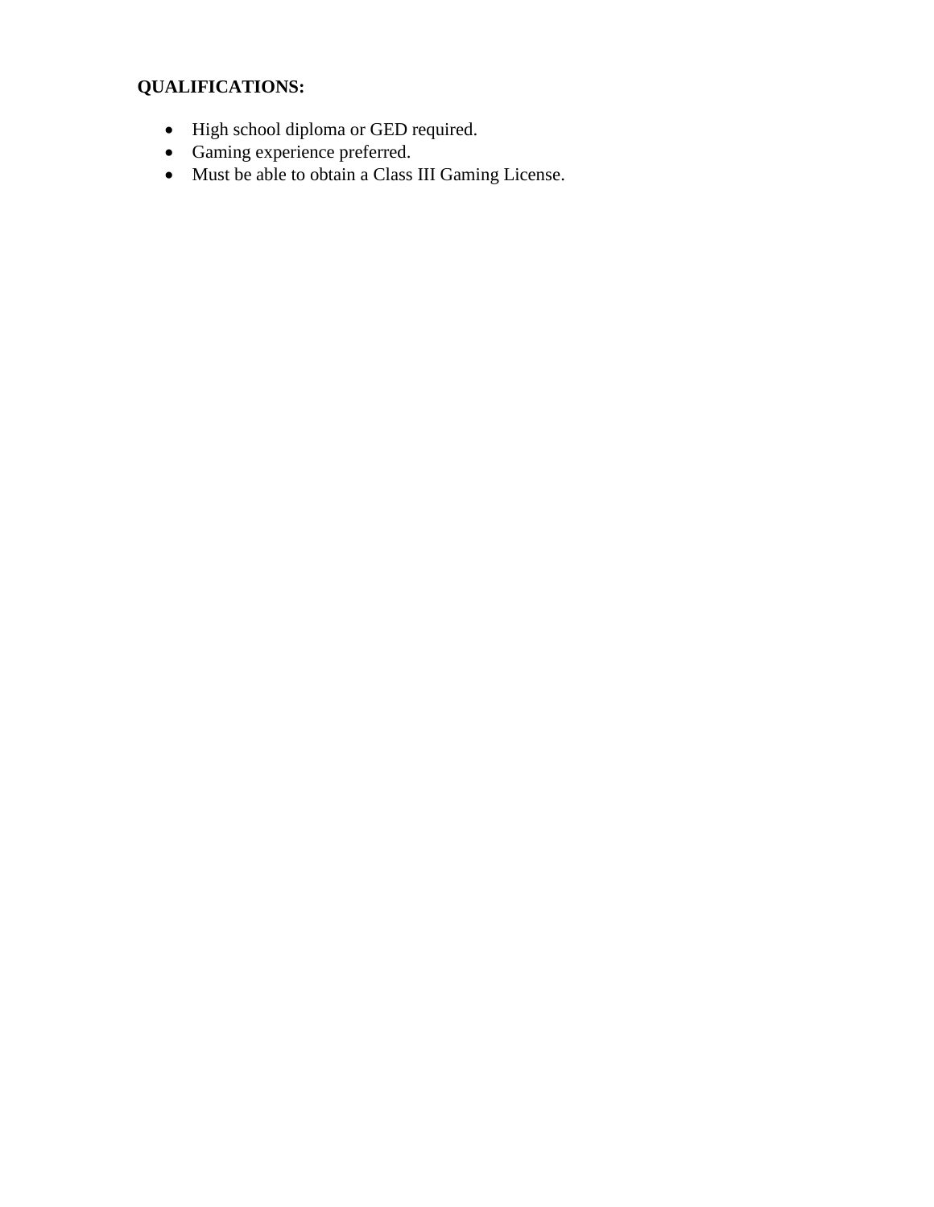**QUALIFICATIONS:**

- High school diploma or GED required.
- Gaming experience preferred.
- Must be able to obtain a Class III Gaming License.